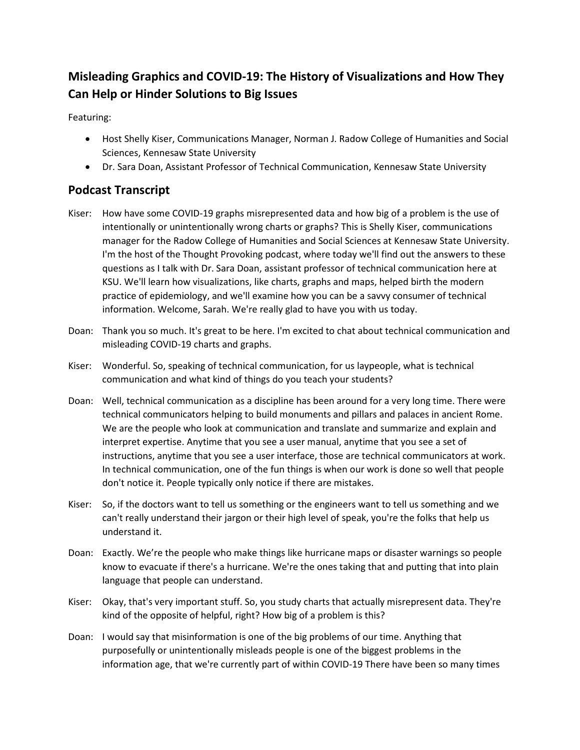## Misleading Graphics and COVID-19: The History of Visualizations and How They Can Help or Hinder Solutions to Big Issues

Featuring:

- Host Shelly Kiser, Communications Manager, Norman J. Radow College of Humanities and Social Sciences, Kennesaw State University
- Dr. Sara Doan, Assistant Professor of Technical Communication, Kennesaw State University

## Podcast Transcript

Kiser: How have some COVID-19 graphs misrepresented data and how big of a problem is the use of intentionally or unintentionally wrong charts or graphs? This is Shelly Kiser, communications manager for the Radow College of Humanities and Social Sciences at Kennesaw State University. I'm the host of the Thought Provoking podcast, where today we'll find out the answers to these questions as I talk with Dr. Sara Doan, assistant professor of technical communication here at KSU. We'll learn how visualizations, like charts, graphs and maps, helped birth the modern practice of epidemiology, and we'll examine how you can be a savvy consumer of technical information. Welcome, Sarah. We're really glad to have you with us today.

Doan: Thank you so much. It's great to be here. I'm excited to chat about technical communication and misleading COVID-19 charts and graphs.

Kiser: Wonderful. So, speaking of technical communication, for us laypeople, what is technical communication and what kind of things do you teach your students?

Doan: Well, technical communication as a discipline has been around for a very long time. There were technical communicators helping to build monuments and pillars and palaces in ancient Rome. We are the people who look at communication and translate and summarize and explain and interpret expertise. Anytime that you see a user manual, anytime that you see a set of instructions, anytime that you see a user interface, those are technical communicators at work. In technical communication, one of the fun things is when our work is done so well that people don't notice it. People typically only notice if there are mistakes.

Kiser: So, if the doctors want to tell us something or the engineers want to tell us something and we can't really understand their jargon or their high level of speak, you're the folks that help us understand it.

Doan: Exactly. We're the people who make things like hurricane maps or disaster warnings so people know to evacuate if there's a hurricane. We're the ones taking that and putting that into plain language that people can understand.

Kiser: Okay, that's very important stuff. So, you study charts that actually misrepresent data. They're kind of the opposite of helpful, right? How big of a problem is this?

Doan: I would say that misinformation is one of the big problems of our time. Anything that purposefully or unintentionally misleads people is one of the biggest problems in the information age, that we're currently part of within COVID-19 There have been so many times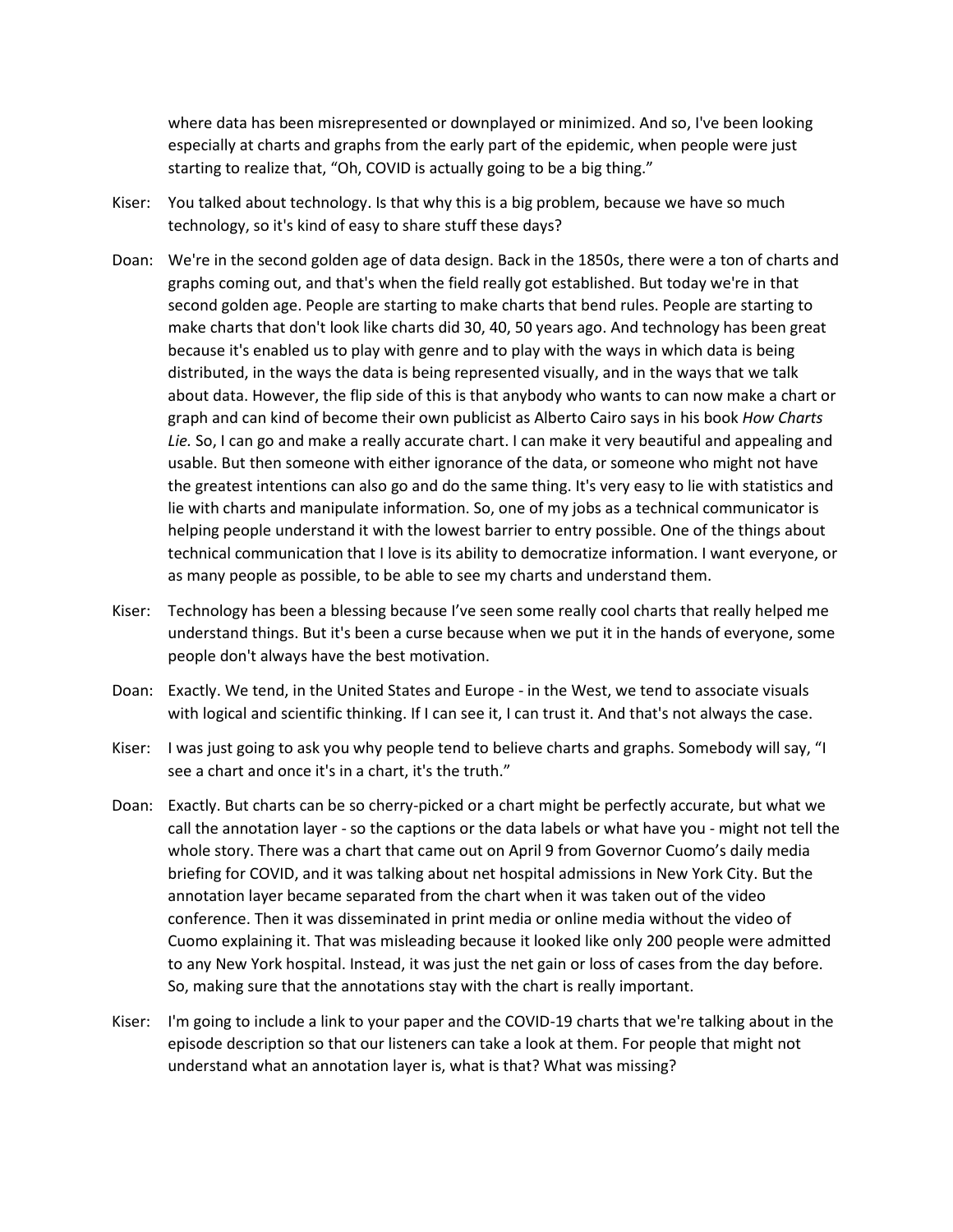where data has been misrepresented or downplayed or minimized. And so, I've been looking especially at charts and graphs from the early part of the epidemic, when people were just starting to realize that, "Oh, COVID is actually going to be a big thing."

Kiser: You talked about technology. Is that why this is a big problem, because we have so much technology, so it's kind of easy to share stuff these days?

Doan: We're in the second golden age of data design. Back in the 1850s, there were a ton of charts and graphs coming out, and that's when the field really got established. But today we're in that second golden age. People are starting to make charts that bend rules. People are starting to make charts that don't look like charts did 30, 40, 50 years ago. And technology has been great because it's enabled us to play with genre and to play with the ways in which data is being distributed, in the ways the data is being represented visually, and in the ways that we talk about data. However, the flip side of this is that anybody who wants to can now make a chart or graph and can kind of become their own publicist as Alberto Cairo says in his book *How Charts Lie.* So, I can go and make a really accurate chart. I can make it very beautiful and appealing and usable. But then someone with either ignorance of the data, or someone who might not have the greatest intentions can also go and do the same thing. It's very easy to lie with statistics and lie with charts and manipulate information. So, one of my jobs as a technical communicator is helping people understand it with the lowest barrier to entry possible. One of the things about technical communication that I love is its ability to democratize information. I want everyone, or as many people as possible, to be able to see my charts and understand them.

Kiser: Technology has been a blessing because I've seen some really cool charts that really helped me understand things. But it's been a curse because when we put it in the hands of everyone, some people don't always have the best motivation.

Doan: Exactly. We tend, in the United States and Europe - in the West, we tend to associate visuals with logical and scientific thinking. If I can see it, I can trust it. And that's not always the case.

Kiser: I was just going to ask you why people tend to believe charts and graphs. Somebody will say, "I see a chart and once it's in a chart, it's the truth."

Doan: Exactly. But charts can be so cherry-picked or a chart might be perfectly accurate, but what we call the annotation layer - so the captions or the data labels or what have you - might not tell the whole story. There was a chart that came out on April 9 from Governor Cuomo's daily media briefing for COVID, and it was talking about net hospital admissions in New York City. But the annotation layer became separated from the chart when it was taken out of the video conference. Then it was disseminated in print media or online media without the video of Cuomo explaining it. That was misleading because it looked like only 200 people were admitted to any New York hospital. Instead, it was just the net gain or loss of cases from the day before. So, making sure that the annotations stay with the chart is really important.

Kiser: I'm going to include a link to your paper and the COVID-19 charts that we're talking about in the episode description so that our listeners can take a look at them. For people that might not understand what an annotation layer is, what is that? What was missing?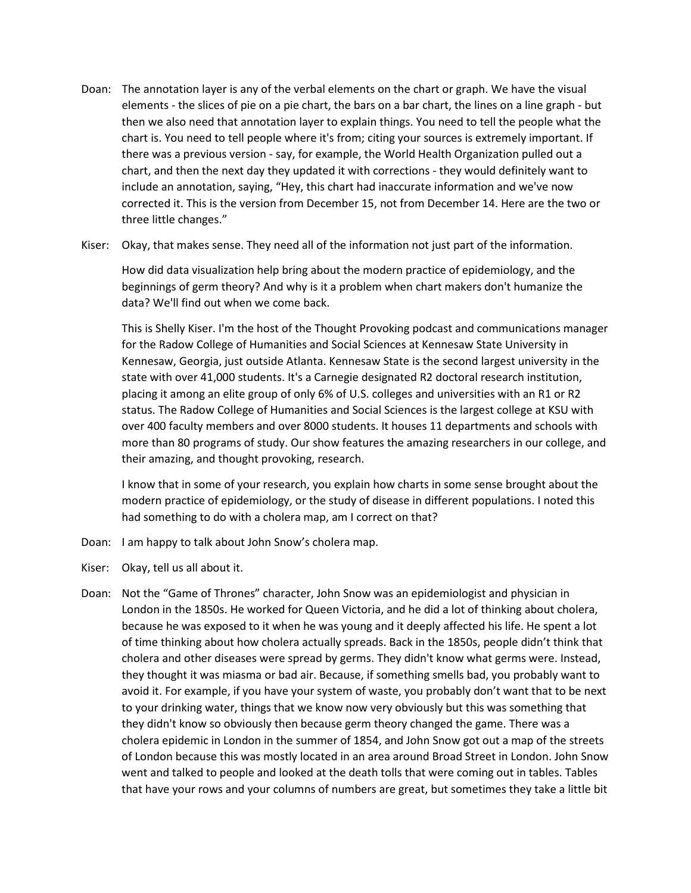Doan: The annotation layer is any of the verbal elements on the chart or graph. We have the visual elements - the slices of pie on a pie chart, the bars on a bar chart, the lines on a line graph - but then we also need that annotation layer to explain things. You need to tell the people what the chart is. You need to tell people where it's from; citing your sources is extremely important. If there was a previous version - say, for example, the World Health Organization pulled out a chart, and then the next day they updated it with corrections - they would definitely want to include an annotation, saying, "Hey, this chart had inaccurate information and we've now corrected it. This is the version from December 15, not from December 14. Here are the two or three little changes."

Kiser: Okay, that makes sense. They need all of the information not just part of the information.

How did data visualization help bring about the modern practice of epidemiology, and the beginnings of germ theory? And why is it a problem when chart makers don't humanize the data? We'll find out when we come back.

This is Shelly Kiser. I'm the host of the Thought Provoking podcast and communications manager for the Radow College of Humanities and Social Sciences at Kennesaw State University in Kennesaw, Georgia, just outside Atlanta. Kennesaw State is the second largest university in the state with over 41,000 students. It's a Carnegie designated R2 doctoral research institution, placing it among an elite group of only 6% of U.S. colleges and universities with an R1 or R2 status. The Radow College of Humanities and Social Sciences is the largest college at KSU with over 400 faculty members and over 8000 students. It houses 11 departments and schools with more than 80 programs of study. Our show features the amazing researchers in our college, and their amazing, and thought provoking, research.

I know that in some of your research, you explain how charts in some sense brought about the modern practice of epidemiology, or the study of disease in different populations. I noted this had something to do with a cholera map, am I correct on that?

Doan: I am happy to talk about John Snow's cholera map.

Kiser: Okay, tell us all about it.

Doan: Not the "Game of Thrones" character, John Snow was an epidemiologist and physician in London in the 1850s. He worked for Queen Victoria, and he did a lot of thinking about cholera, because he was exposed to it when he was young and it deeply affected his life. He spent a lot of time thinking about how cholera actually spreads. Back in the 1850s, people didn't think that cholera and other diseases were spread by germs. They didn't know what germs were. Instead, they thought it was miasma or bad air. Because, if something smells bad, you probably want to avoid it. For example, if you have your system of waste, you probably don't want that to be next to your drinking water, things that we know now very obviously but this was something that they didn't know so obviously then because germ theory changed the game. There was a cholera epidemic in London in the summer of 1854, and John Snow got out a map of the streets of London because this was mostly located in an area around Broad Street in London. John Snow went and talked to people and looked at the death tolls that were coming out in tables. Tables that have your rows and your columns of numbers are great, but sometimes they take a little bit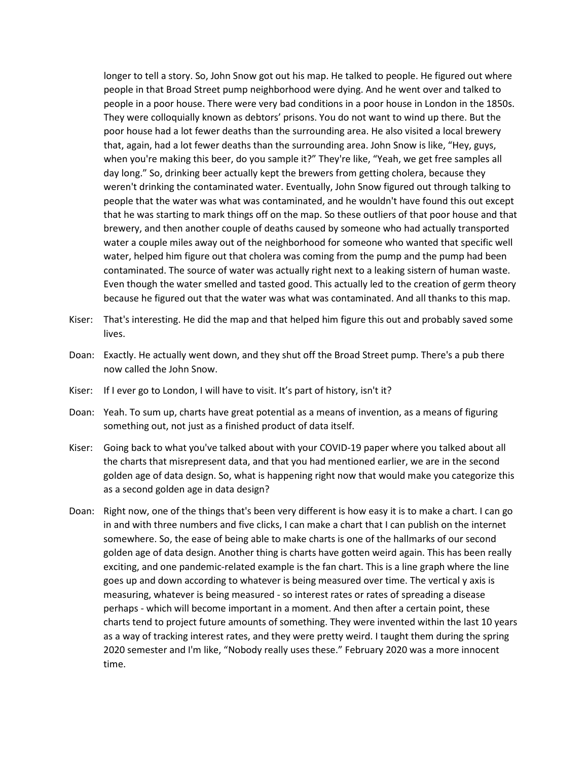longer to tell a story. So, John Snow got out his map. He talked to people. He figured out where people in that Broad Street pump neighborhood were dying. And he went over and talked to people in a poor house. There were very bad conditions in a poor house in London in the 1850s. They were colloquially known as debtors' prisons. You do not want to wind up there. But the poor house had a lot fewer deaths than the surrounding area. He also visited a local brewery that, again, had a lot fewer deaths than the surrounding area. John Snow is like, "Hey, guys, when you're making this beer, do you sample it?" They're like, "Yeah, we get free samples all day long." So, drinking beer actually kept the brewers from getting cholera, because they weren't drinking the contaminated water. Eventually, John Snow figured out through talking to people that the water was what was contaminated, and he wouldn't have found this out except that he was starting to mark things off on the map. So these outliers of that poor house and that brewery, and then another couple of deaths caused by someone who had actually transported water a couple miles away out of the neighborhood for someone who wanted that specific well water, helped him figure out that cholera was coming from the pump and the pump had been contaminated. The source of water was actually right next to a leaking sistern of human waste. Even though the water smelled and tasted good. This actually led to the creation of germ theory because he figured out that the water was what was contaminated. And all thanks to this map.

Kiser: That's interesting. He did the map and that helped him figure this out and probably saved some lives.

Doan: Exactly. He actually went down, and they shut off the Broad Street pump. There's a pub there now called the John Snow.

Kiser: If I ever go to London, I will have to visit. It's part of history, isn't it?

Doan: Yeah. To sum up, charts have great potential as a means of invention, as a means of figuring something out, not just as a finished product of data itself.

Kiser: Going back to what you've talked about with your COVID-19 paper where you talked about all the charts that misrepresent data, and that you had mentioned earlier, we are in the second golden age of data design. So, what is happening right now that would make you categorize this as a second golden age in data design?

Doan: Right now, one of the things that's been very different is how easy it is to make a chart. I can go in and with three numbers and five clicks, I can make a chart that I can publish on the internet somewhere. So, the ease of being able to make charts is one of the hallmarks of our second golden age of data design. Another thing is charts have gotten weird again. This has been really exciting, and one pandemic-related example is the fan chart. This is a line graph where the line goes up and down according to whatever is being measured over time. The vertical y axis is measuring, whatever is being measured - so interest rates or rates of spreading a disease perhaps - which will become important in a moment. And then after a certain point, these charts tend to project future amounts of something. They were invented within the last 10 years as a way of tracking interest rates, and they were pretty weird. I taught them during the spring 2020 semester and I'm like, "Nobody really uses these." February 2020 was a more innocent time.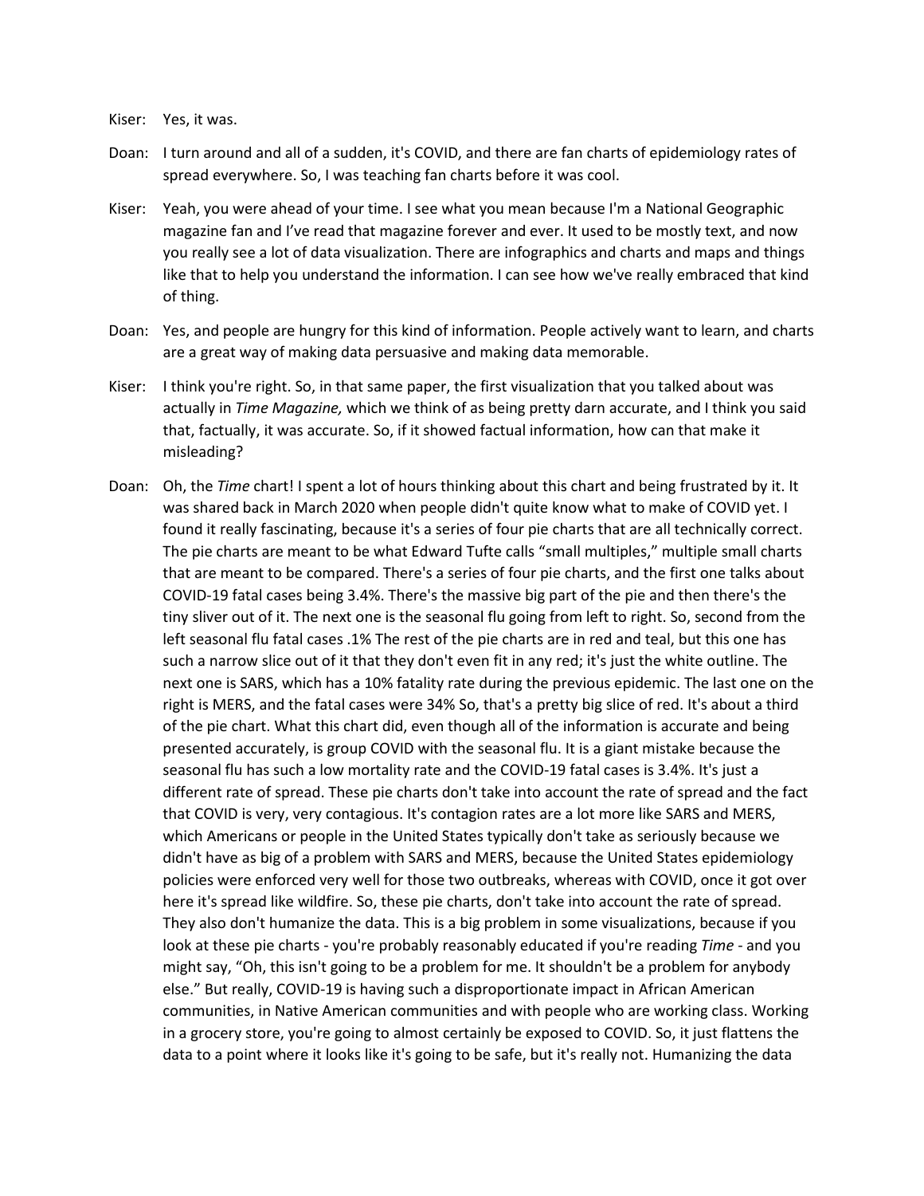Kiser: Yes, it was.

Doan: I turn around and all of a sudden, it's COVID, and there are fan charts of epidemiology rates of spread everywhere. So, I was teaching fan charts before it was cool.

Kiser: Yeah, you were ahead of your time. I see what you mean because I'm a National Geographic magazine fan and I've read that magazine forever and ever. It used to be mostly text, and now you really see a lot of data visualization. There are infographics and charts and maps and things like that to help you understand the information. I can see how we've really embraced that kind of thing.

Doan: Yes, and people are hungry for this kind of information. People actively want to learn, and charts are a great way of making data persuasive and making data memorable.

Kiser: I think you're right. So, in that same paper, the first visualization that you talked about was actually in *Time Magazine,* which we think of as being pretty darn accurate, and I think you said that, factually, it was accurate. So, if it showed factual information, how can that make it misleading?

Doan: Oh, the *Time* chart! I spent a lot of hours thinking about this chart and being frustrated by it. It was shared back in March 2020 when people didn't quite know what to make of COVID yet. I found it really fascinating, because it's a series of four pie charts that are all technically correct. The pie charts are meant to be what Edward Tufte calls "small multiples," multiple small charts that are meant to be compared. There's a series of four pie charts, and the first one talks about COVID-19 fatal cases being 3.4%. There's the massive big part of the pie and then there's the tiny sliver out of it. The next one is the seasonal flu going from left to right. So, second from the left seasonal flu fatal cases .1% The rest of the pie charts are in red and teal, but this one has such a narrow slice out of it that they don't even fit in any red; it's just the white outline. The next one is SARS, which has a 10% fatality rate during the previous epidemic. The last one on the right is MERS, and the fatal cases were 34% So, that's a pretty big slice of red. It's about a third of the pie chart. What this chart did, even though all of the information is accurate and being presented accurately, is group COVID with the seasonal flu. It is a giant mistake because the seasonal flu has such a low mortality rate and the COVID-19 fatal cases is 3.4%. It's just a different rate of spread. These pie charts don't take into account the rate of spread and the fact that COVID is very, very contagious. It's contagion rates are a lot more like SARS and MERS, which Americans or people in the United States typically don't take as seriously because we didn't have as big of a problem with SARS and MERS, because the United States epidemiology policies were enforced very well for those two outbreaks, whereas with COVID, once it got over here it's spread like wildfire. So, these pie charts, don't take into account the rate of spread. They also don't humanize the data. This is a big problem in some visualizations, because if you look at these pie charts - you're probably reasonably educated if you're reading *Time* - and you might say, "Oh, this isn't going to be a problem for me. It shouldn't be a problem for anybody else." But really, COVID-19 is having such a disproportionate impact in African American communities, in Native American communities and with people who are working class. Working in a grocery store, you're going to almost certainly be exposed to COVID. So, it just flattens the data to a point where it looks like it's going to be safe, but it's really not. Humanizing the data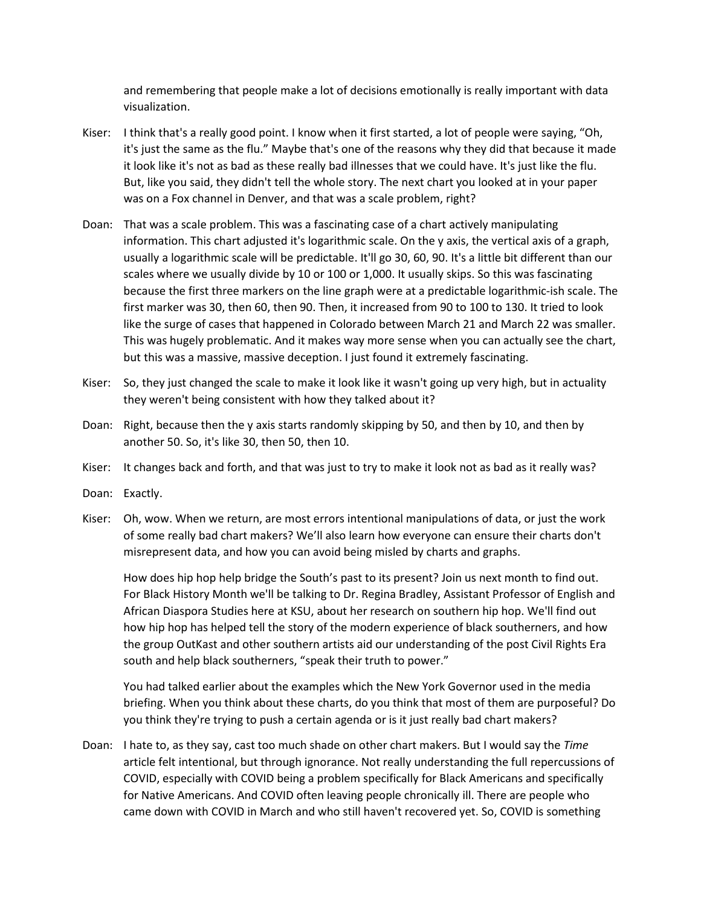and remembering that people make a lot of decisions emotionally is really important with data visualization.

Kiser: I think that's a really good point. I know when it first started, a lot of people were saying, "Oh, it's just the same as the flu." Maybe that's one of the reasons why they did that because it made it look like it's not as bad as these really bad illnesses that we could have. It's just like the flu. But, like you said, they didn't tell the whole story. The next chart you looked at in your paper was on a Fox channel in Denver, and that was a scale problem, right?

Doan: That was a scale problem. This was a fascinating case of a chart actively manipulating information. This chart adjusted it's logarithmic scale. On the y axis, the vertical axis of a graph, usually a logarithmic scale will be predictable. It'll go 30, 60, 90. It's a little bit different than our scales where we usually divide by 10 or 100 or 1,000. It usually skips. So this was fascinating because the first three markers on the line graph were at a predictable logarithmic-ish scale. The first marker was 30, then 60, then 90. Then, it increased from 90 to 100 to 130. It tried to look like the surge of cases that happened in Colorado between March 21 and March 22 was smaller. This was hugely problematic. And it makes way more sense when you can actually see the chart, but this was a massive, massive deception. I just found it extremely fascinating.

Kiser: So, they just changed the scale to make it look like it wasn't going up very high, but in actuality they weren't being consistent with how they talked about it?

Doan: Right, because then the y axis starts randomly skipping by 50, and then by 10, and then by another 50. So, it's like 30, then 50, then 10.

Kiser: It changes back and forth, and that was just to try to make it look not as bad as it really was?

Doan: Exactly.

Kiser: Oh, wow. When we return, are most errors intentional manipulations of data, or just the work of some really bad chart makers? We'll also learn how everyone can ensure their charts don't misrepresent data, and how you can avoid being misled by charts and graphs.

How does hip hop help bridge the South's past to its present? Join us next month to find out. For Black History Month we'll be talking to Dr. Regina Bradley, Assistant Professor of English and African Diaspora Studies here at KSU, about her research on southern hip hop. We'll find out how hip hop has helped tell the story of the modern experience of black southerners, and how the group OutKast and other southern artists aid our understanding of the post Civil Rights Era south and help black southerners, "speak their truth to power."

You had talked earlier about the examples which the New York Governor used in the media briefing. When you think about these charts, do you think that most of them are purposeful? Do you think they're trying to push a certain agenda or is it just really bad chart makers?

Doan: I hate to, as they say, cast too much shade on other chart makers. But I would say the *Time* article felt intentional, but through ignorance. Not really understanding the full repercussions of COVID, especially with COVID being a problem specifically for Black Americans and specifically for Native Americans. And COVID often leaving people chronically ill. There are people who came down with COVID in March and who still haven't recovered yet. So, COVID is something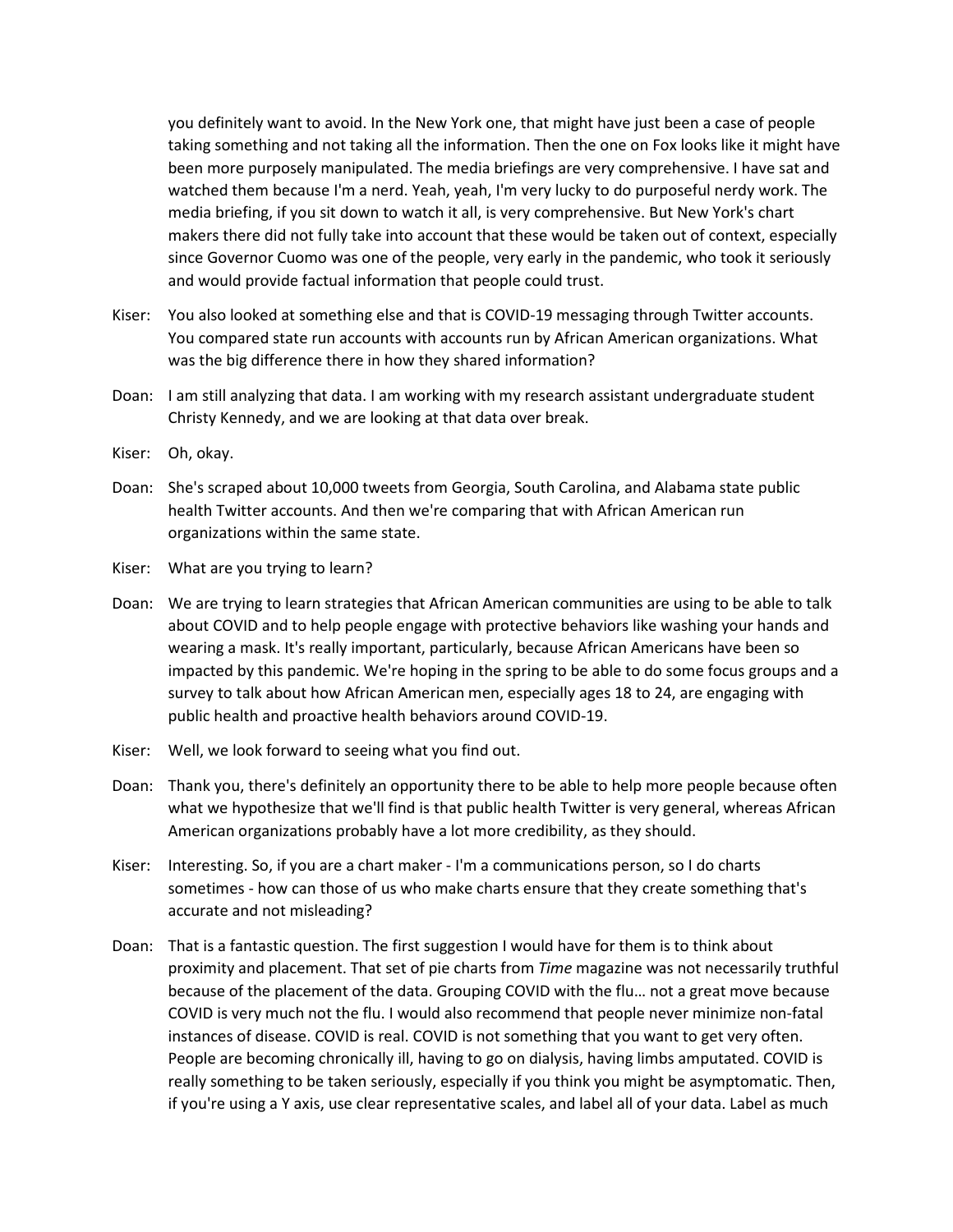you definitely want to avoid. In the New York one, that might have just been a case of people taking something and not taking all the information. Then the one on Fox looks like it might have been more purposely manipulated. The media briefings are very comprehensive. I have sat and watched them because I'm a nerd. Yeah, yeah, I'm very lucky to do purposeful nerdy work. The media briefing, if you sit down to watch it all, is very comprehensive. But New York's chart makers there did not fully take into account that these would be taken out of context, especially since Governor Cuomo was one of the people, very early in the pandemic, who took it seriously and would provide factual information that people could trust.

Kiser: You also looked at something else and that is COVID-19 messaging through Twitter accounts. You compared state run accounts with accounts run by African American organizations. What was the big difference there in how they shared information?

Doan: I am still analyzing that data. I am working with my research assistant undergraduate student Christy Kennedy, and we are looking at that data over break.

Kiser: Oh, okay.

Doan: She's scraped about 10,000 tweets from Georgia, South Carolina, and Alabama state public health Twitter accounts. And then we're comparing that with African American run organizations within the same state.

Kiser: What are you trying to learn?

Doan: We are trying to learn strategies that African American communities are using to be able to talk about COVID and to help people engage with protective behaviors like washing your hands and wearing a mask. It's really important, particularly, because African Americans have been so impacted by this pandemic. We're hoping in the spring to be able to do some focus groups and a survey to talk about how African American men, especially ages 18 to 24, are engaging with public health and proactive health behaviors around COVID-19.

Kiser: Well, we look forward to seeing what you find out.

Doan: Thank you, there's definitely an opportunity there to be able to help more people because often what we hypothesize that we'll find is that public health Twitter is very general, whereas African American organizations probably have a lot more credibility, as they should.

Kiser: Interesting. So, if you are a chart maker - I'm a communications person, so I do charts sometimes - how can those of us who make charts ensure that they create something that's accurate and not misleading?

Doan: That is a fantastic question. The first suggestion I would have for them is to think about proximity and placement. That set of pie charts from *Time* magazine was not necessarily truthful because of the placement of the data. Grouping COVID with the flu… not a great move because COVID is very much not the flu. I would also recommend that people never minimize non-fatal instances of disease. COVID is real. COVID is not something that you want to get very often. People are becoming chronically ill, having to go on dialysis, having limbs amputated. COVID is really something to be taken seriously, especially if you think you might be asymptomatic. Then, if you're using a Y axis, use clear representative scales, and label all of your data. Label as much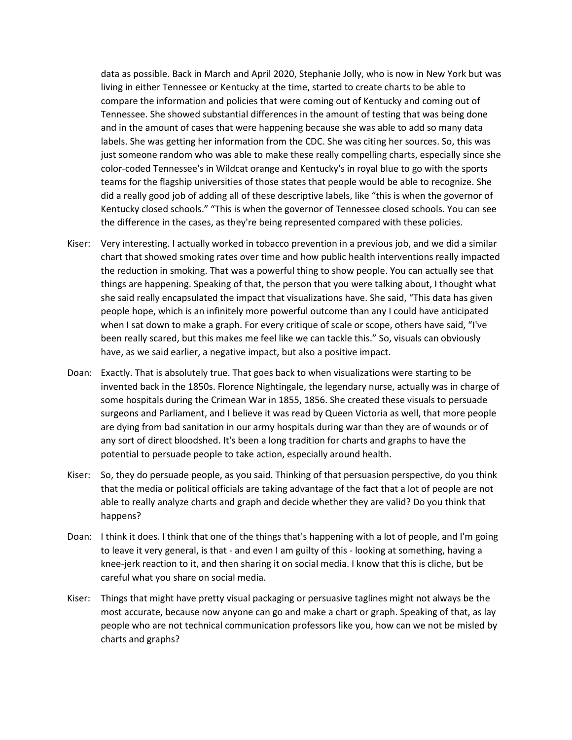data as possible. Back in March and April 2020, Stephanie Jolly, who is now in New York but was living in either Tennessee or Kentucky at the time, started to create charts to be able to compare the information and policies that were coming out of Kentucky and coming out of Tennessee. She showed substantial differences in the amount of testing that was being done and in the amount of cases that were happening because she was able to add so many data labels. She was getting her information from the CDC. She was citing her sources. So, this was just someone random who was able to make these really compelling charts, especially since she color-coded Tennessee's in Wildcat orange and Kentucky's in royal blue to go with the sports teams for the flagship universities of those states that people would be able to recognize. She did a really good job of adding all of these descriptive labels, like "this is when the governor of Kentucky closed schools." "This is when the governor of Tennessee closed schools. You can see the difference in the cases, as they're being represented compared with these policies.

Kiser: Very interesting. I actually worked in tobacco prevention in a previous job, and we did a similar chart that showed smoking rates over time and how public health interventions really impacted the reduction in smoking. That was a powerful thing to show people. You can actually see that things are happening. Speaking of that, the person that you were talking about, I thought what she said really encapsulated the impact that visualizations have. She said, "This data has given people hope, which is an infinitely more powerful outcome than any I could have anticipated when I sat down to make a graph. For every critique of scale or scope, others have said, "I've been really scared, but this makes me feel like we can tackle this." So, visuals can obviously have, as we said earlier, a negative impact, but also a positive impact.

Doan: Exactly. That is absolutely true. That goes back to when visualizations were starting to be invented back in the 1850s. Florence Nightingale, the legendary nurse, actually was in charge of some hospitals during the Crimean War in 1855, 1856. She created these visuals to persuade surgeons and Parliament, and I believe it was read by Queen Victoria as well, that more people are dying from bad sanitation in our army hospitals during war than they are of wounds or of any sort of direct bloodshed. It's been a long tradition for charts and graphs to have the potential to persuade people to take action, especially around health.

Kiser: So, they do persuade people, as you said. Thinking of that persuasion perspective, do you think that the media or political officials are taking advantage of the fact that a lot of people are not able to really analyze charts and graph and decide whether they are valid? Do you think that happens?

Doan: I think it does. I think that one of the things that's happening with a lot of people, and I'm going to leave it very general, is that - and even I am guilty of this - looking at something, having a knee-jerk reaction to it, and then sharing it on social media. I know that this is cliche, but be careful what you share on social media.

Kiser: Things that might have pretty visual packaging or persuasive taglines might not always be the most accurate, because now anyone can go and make a chart or graph. Speaking of that, as lay people who are not technical communication professors like you, how can we not be misled by charts and graphs?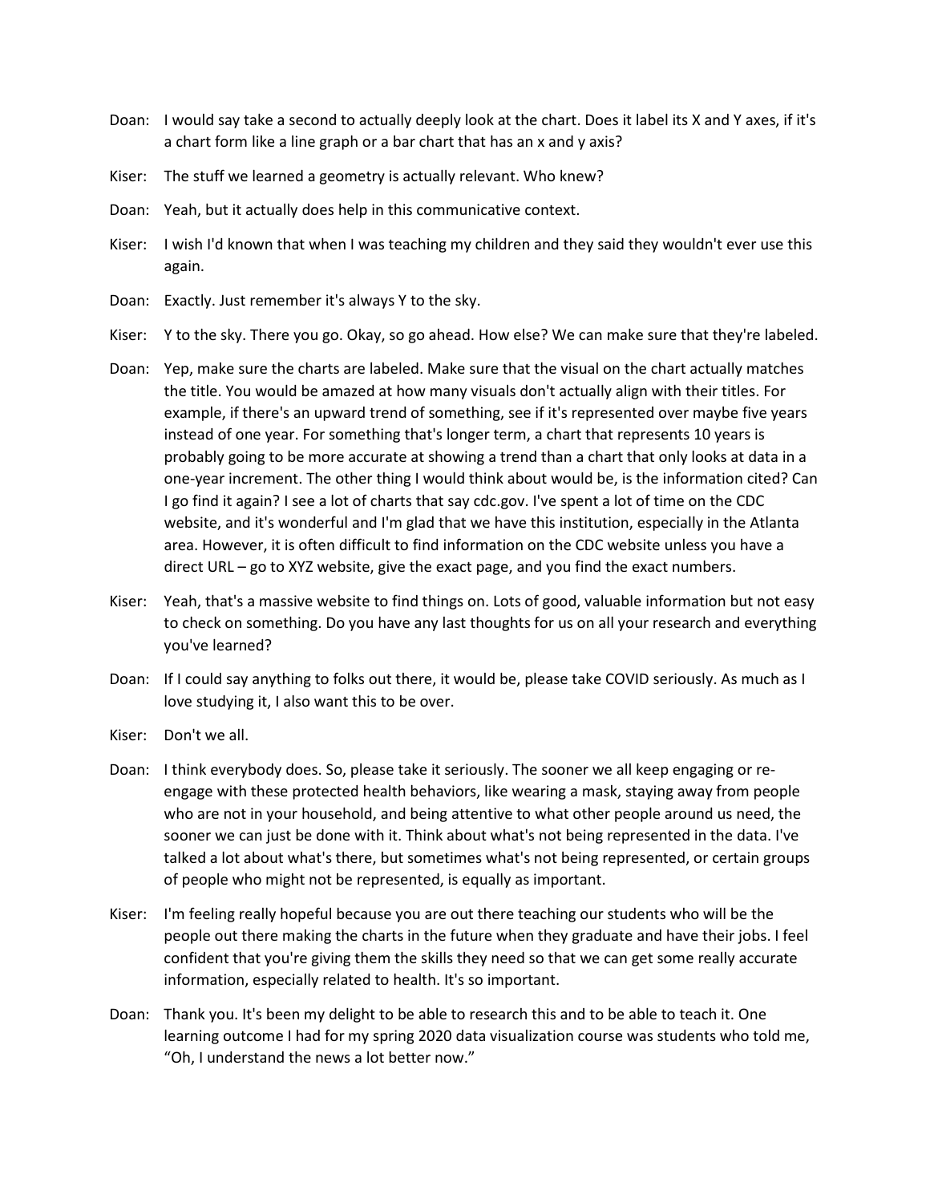Doan: I would say take a second to actually deeply look at the chart. Does it label its X and Y axes, if it's a chart form like a line graph or a bar chart that has an x and y axis?

Kiser: The stuff we learned a geometry is actually relevant. Who knew?

Doan: Yeah, but it actually does help in this communicative context.

Kiser: I wish I'd known that when I was teaching my children and they said they wouldn't ever use this again.

Doan: Exactly. Just remember it's always Y to the sky.

Kiser: Y to the sky. There you go. Okay, so go ahead. How else? We can make sure that they're labeled.

Doan: Yep, make sure the charts are labeled. Make sure that the visual on the chart actually matches the title. You would be amazed at how many visuals don't actually align with their titles. For example, if there's an upward trend of something, see if it's represented over maybe five years instead of one year. For something that's longer term, a chart that represents 10 years is probably going to be more accurate at showing a trend than a chart that only looks at data in a one-year increment. The other thing I would think about would be, is the information cited? Can I go find it again? I see a lot of charts that say cdc.gov. I've spent a lot of time on the CDC website, and it's wonderful and I'm glad that we have this institution, especially in the Atlanta area. However, it is often difficult to find information on the CDC website unless you have a direct URL – go to XYZ website, give the exact page, and you find the exact numbers.

Kiser: Yeah, that's a massive website to find things on. Lots of good, valuable information but not easy to check on something. Do you have any last thoughts for us on all your research and everything you've learned?

Doan: If I could say anything to folks out there, it would be, please take COVID seriously. As much as I love studying it, I also want this to be over.

Kiser: Don't we all.

Doan: I think everybody does. So, please take it seriously. The sooner we all keep engaging or re-engage with these protected health behaviors, like wearing a mask, staying away from people who are not in your household, and being attentive to what other people around us need, the sooner we can just be done with it. Think about what's not being represented in the data. I've talked a lot about what's there, but sometimes what's not being represented, or certain groups of people who might not be represented, is equally as important.

Kiser: I'm feeling really hopeful because you are out there teaching our students who will be the people out there making the charts in the future when they graduate and have their jobs. I feel confident that you're giving them the skills they need so that we can get some really accurate information, especially related to health. It's so important.

Doan: Thank you. It's been my delight to be able to research this and to be able to teach it. One learning outcome I had for my spring 2020 data visualization course was students who told me, "Oh, I understand the news a lot better now."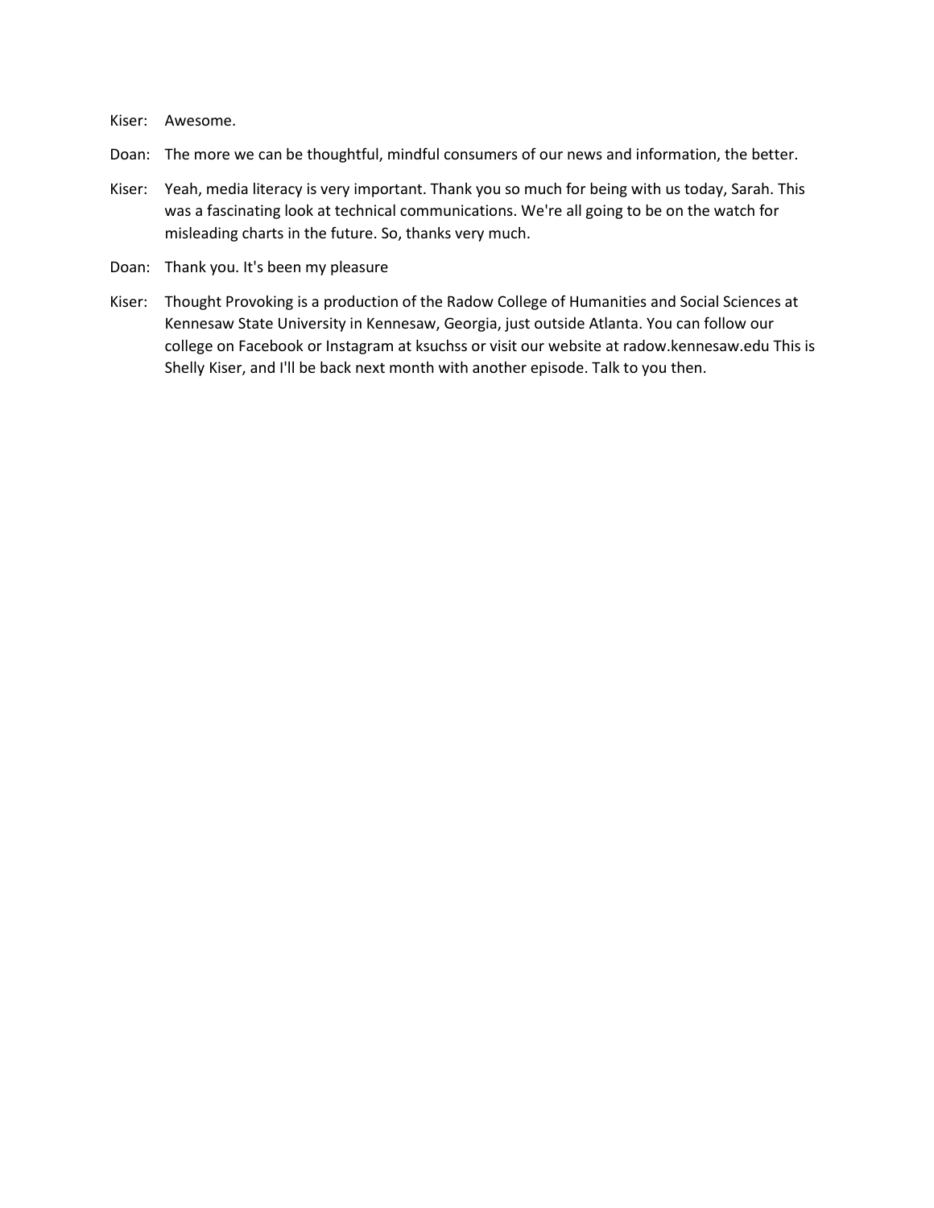Kiser: Awesome.

Doan: The more we can be thoughtful, mindful consumers of our news and information, the better.

Kiser: Yeah, media literacy is very important. Thank you so much for being with us today, Sarah. This was a fascinating look at technical communications. We're all going to be on the watch for misleading charts in the future. So, thanks very much.

Doan: Thank you. It's been my pleasure

Kiser: Thought Provoking is a production of the Radow College of Humanities and Social Sciences at Kennesaw State University in Kennesaw, Georgia, just outside Atlanta. You can follow our college on Facebook or Instagram at ksuchss or visit our website at radow.kennesaw.edu This is Shelly Kiser, and I'll be back next month with another episode. Talk to you then.